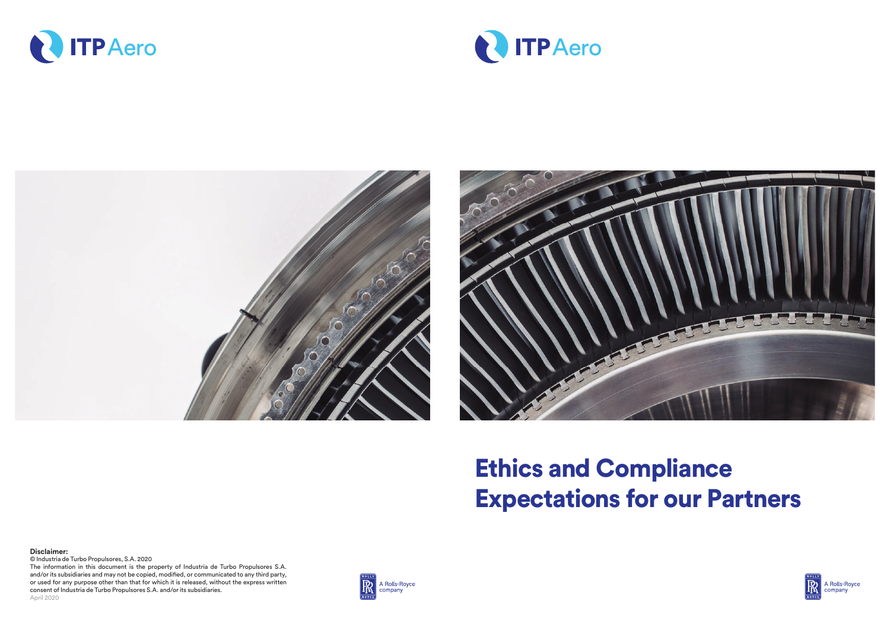# Ethics and Compliance Expectations for our Partners

**Disclaimer:**
© Industria de Turbo Propulsores, S.A. 2020
The information in this document is the property of Industria de Turbo Propulsores S.A. and/or its subsidiaries and may not be copied, modified, or communicated to any third party, or used for any purpose other than that for which it is released, without the express written consent of Industria de Turbo Propulsores S.A. and/or its subsidiaries.
April 2020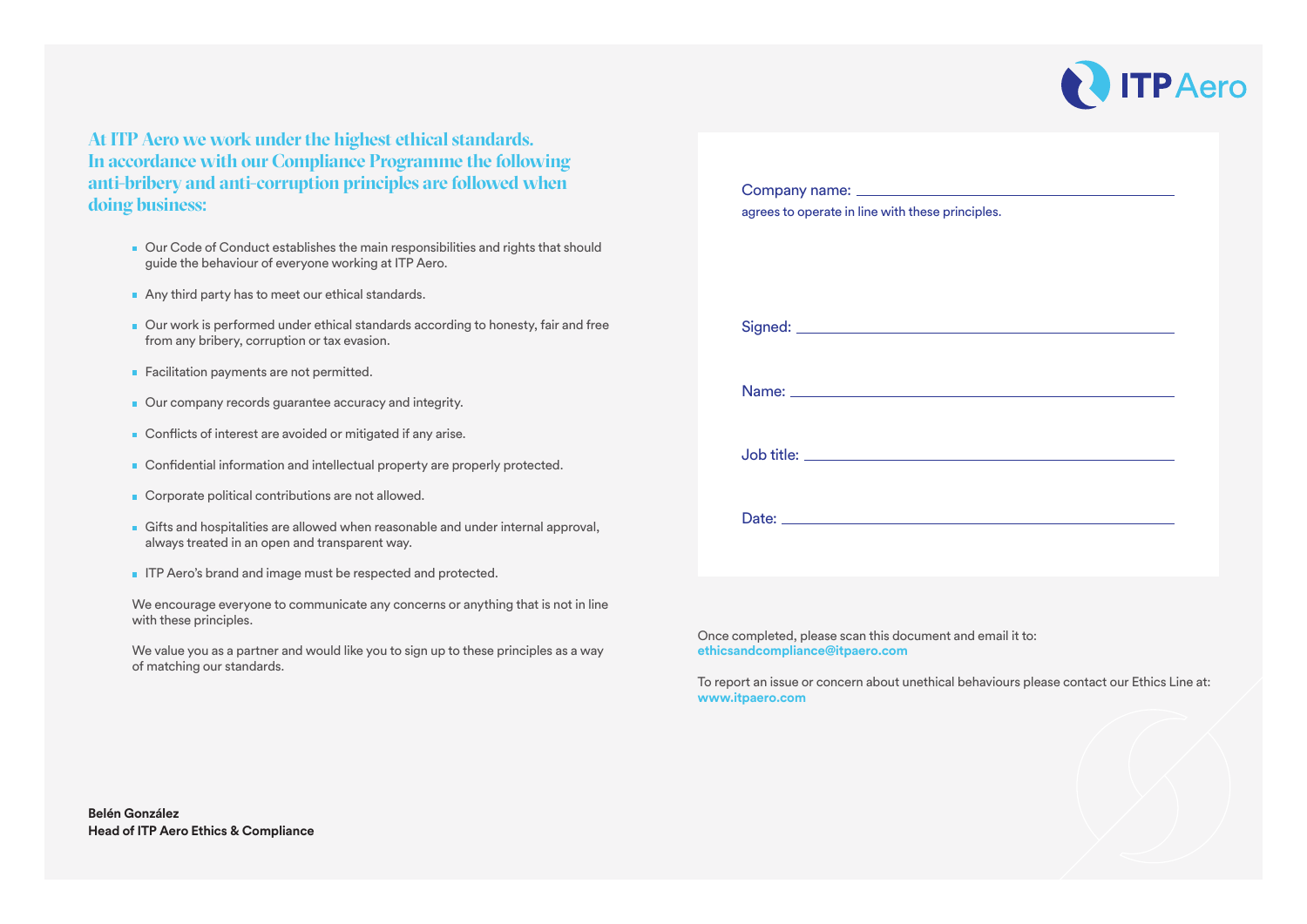**At ITP Aero we work under the highest ethical standards. In accordance with our Compliance Programme the following anti-bribery and anti-corruption principles are followed when doing business:**

- Our Code of Conduct establishes the main responsibilities and rights that should guide the behaviour of everyone working at ITP Aero.
- Any third party has to meet our ethical standards.
- Our work is performed under ethical standards according to honesty, fair and free from any bribery, corruption or tax evasion.
- Facilitation payments are not permitted.
- Our company records guarantee accuracy and integrity.
- Conflicts of interest are avoided or mitigated if any arise.
- Confidential information and intellectual property are properly protected.
- Corporate political contributions are not allowed.
- Gifts and hospitalities are allowed when reasonable and under internal approval, always treated in an open and transparent way.
- ITP Aero's brand and image must be respected and protected.

We encourage everyone to communicate any concerns or anything that is not in line with these principles.

We value you as a partner and would like you to sign up to these principles as a way of matching our standards.

**Belén González**
**Head of ITP Aero Ethics & Compliance**

Company name: ______________________________

agrees to operate in line with these principles.

Signed: ______________________________

Name: ______________________________

Job title: ______________________________

Date: ______________________________

Once completed, please scan this document and email it to:
**ethicsandcompliance@itpaero.com**

To report an issue or concern about unethical behaviours please contact our Ethics Line at:
**www.itpaero.com**